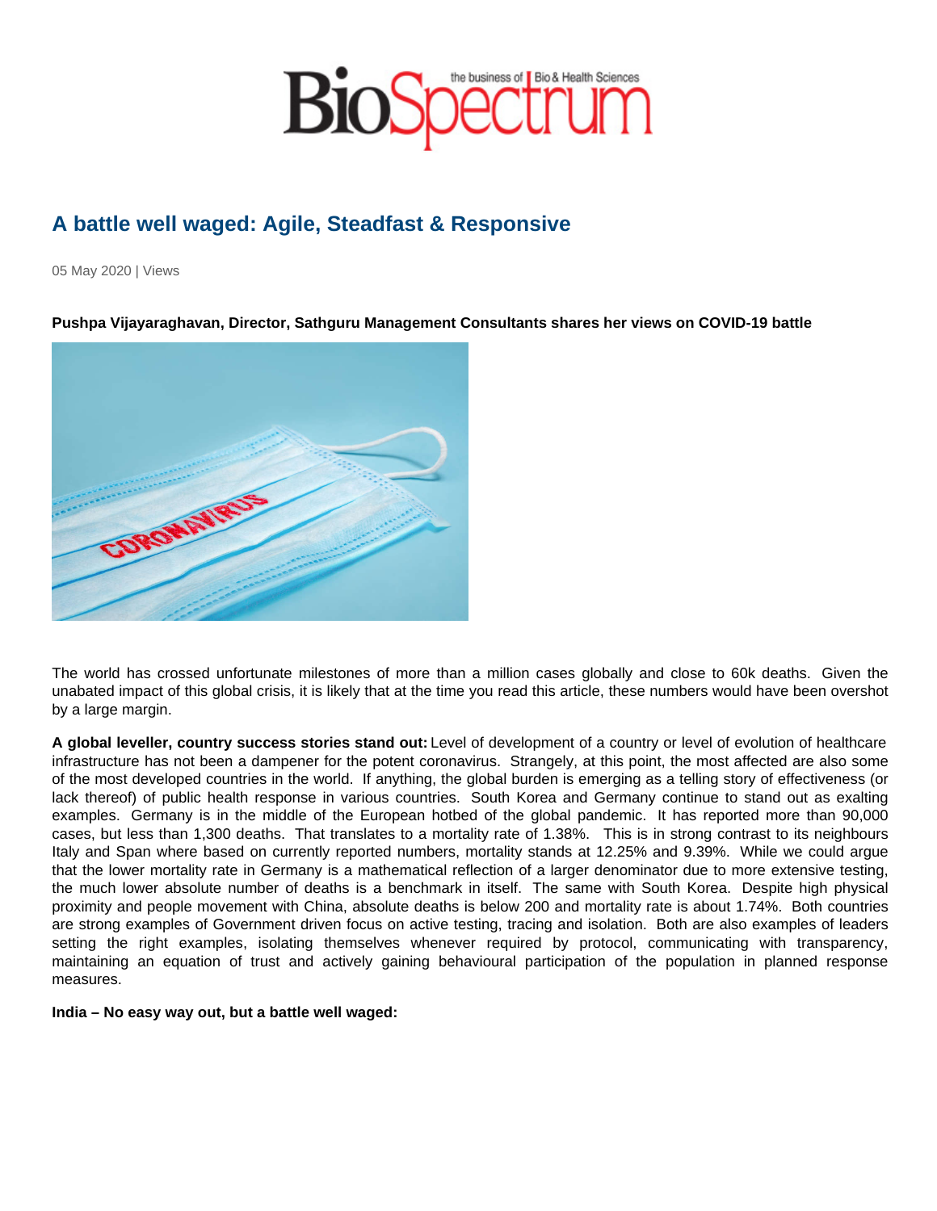# A battle well waged: Agile, Steadfast & Responsive

05 May 2020 | Views

**Pushpa Vijayaraghavan, Director, Sathguru Management Consultants shares her views on COVID-19 battle**

The world has crossed unfortunate milestones of more than a million cases globally and close to 60k deaths. Given the unabated impact of this global crisis, it is likely that at the time you read this article, these numbers would have been overshot by a large margin.

**A global leveller, country success stories stand out:** Level of development of a country or level of evolution of healthcare infrastructure has not been a dampener for the potent coronavirus. Strangely, at this point, the most affected are also some of the most developed countries in the world. If anything, the global burden is emerging as a telling story of effectiveness (or lack thereof) of public health response in various countries. South Korea and Germany continue to stand out as exalting examples. Germany is in the middle of the European hotbed of the global pandemic. It has reported more than 90,000 cases, but less than 1,300 deaths. That translates to a mortality rate of 1.38%. This is in strong contrast to its neighbours Italy and Span where based on currently reported numbers, mortality stands at 12.25% and 9.39%. While we could argue that the lower mortality rate in Germany is a mathematical reflection of a larger denominator due to more extensive testing, the much lower absolute number of deaths is a benchmark in itself. The same with South Korea. Despite high physical proximity and people movement with China, absolute deaths is below 200 and mortality rate is about 1.74%. Both countries are strong examples of Government driven focus on active testing, tracing and isolation. Both are also examples of leaders setting the right examples, isolating themselves whenever required by protocol, communicating with transparency, maintaining an equation of trust and actively gaining behavioural participation of the population in planned response measures.

**India – No easy way out, but a battle well waged:**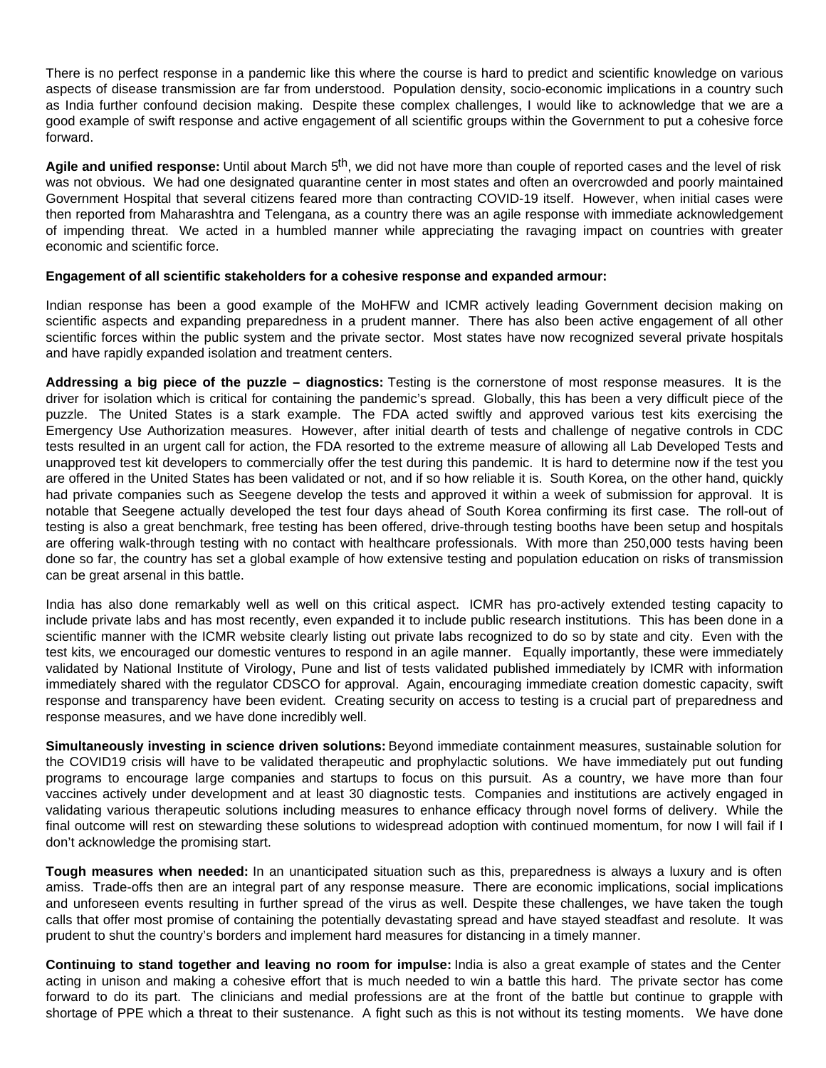There is no perfect response in a pandemic like this where the course is hard to predict and scientific knowledge on various aspects of disease transmission are far from understood. Population density, socio-economic implications in a country such as India further confound decision making. Despite these complex challenges, I would like to acknowledge that we are a good example of swift response and active engagement of all scientific groups within the Government to put a cohesive force forward.

**Agile and unified response:** Until about March 5th, we did not have more than couple of reported cases and the level of risk was not obvious. We had one designated quarantine center in most states and often an overcrowded and poorly maintained Government Hospital that several citizens feared more than contracting COVID-19 itself. However, when initial cases were then reported from Maharashtra and Telengana, as a country there was an agile response with immediate acknowledgement of impending threat. We acted in a humbled manner while appreciating the ravaging impact on countries with greater economic and scientific force.

**Engagement of all scientific stakeholders for a cohesive response and expanded armour:**

Indian response has been a good example of the MoHFW and ICMR actively leading Government decision making on scientific aspects and expanding preparedness in a prudent manner. There has also been active engagement of all other scientific forces within the public system and the private sector. Most states have now recognized several private hospitals and have rapidly expanded isolation and treatment centers.

**Addressing a big piece of the puzzle – diagnostics:** Testing is the cornerstone of most response measures. It is the driver for isolation which is critical for containing the pandemic's spread. Globally, this has been a very difficult piece of the puzzle. The United States is a stark example. The FDA acted swiftly and approved various test kits exercising the Emergency Use Authorization measures. However, after initial dearth of tests and challenge of negative controls in CDC tests resulted in an urgent call for action, the FDA resorted to the extreme measure of allowing all Lab Developed Tests and unapproved test kit developers to commercially offer the test during this pandemic. It is hard to determine now if the test you are offered in the United States has been validated or not, and if so how reliable it is. South Korea, on the other hand, quickly had private companies such as Seegene develop the tests and approved it within a week of submission for approval. It is notable that Seegene actually developed the test four days ahead of South Korea confirming its first case. The roll-out of testing is also a great benchmark, free testing has been offered, drive-through testing booths have been setup and hospitals are offering walk-through testing with no contact with healthcare professionals. With more than 250,000 tests having been done so far, the country has set a global example of how extensive testing and population education on risks of transmission can be great arsenal in this battle.

India has also done remarkably well as well on this critical aspect. ICMR has pro-actively extended testing capacity to include private labs and has most recently, even expanded it to include public research institutions. This has been done in a scientific manner with the ICMR website clearly listing out private labs recognized to do so by state and city. Even with the test kits, we encouraged our domestic ventures to respond in an agile manner. Equally importantly, these were immediately validated by National Institute of Virology, Pune and list of tests validated published immediately by ICMR with information immediately shared with the regulator CDSCO for approval. Again, encouraging immediate creation domestic capacity, swift response and transparency have been evident. Creating security on access to testing is a crucial part of preparedness and response measures, and we have done incredibly well.

**Simultaneously investing in science driven solutions:** Beyond immediate containment measures, sustainable solution for the COVID19 crisis will have to be validated therapeutic and prophylactic solutions. We have immediately put out funding programs to encourage large companies and startups to focus on this pursuit. As a country, we have more than four vaccines actively under development and at least 30 diagnostic tests. Companies and institutions are actively engaged in validating various therapeutic solutions including measures to enhance efficacy through novel forms of delivery. While the final outcome will rest on stewarding these solutions to widespread adoption with continued momentum, for now I will fail if I don't acknowledge the promising start.

**Tough measures when needed:** In an unanticipated situation such as this, preparedness is always a luxury and is often amiss. Trade-offs then are an integral part of any response measure. There are economic implications, social implications and unforeseen events resulting in further spread of the virus as well. Despite these challenges, we have taken the tough calls that offer most promise of containing the potentially devastating spread and have stayed steadfast and resolute. It was prudent to shut the country's borders and implement hard measures for distancing in a timely manner.

**Continuing to stand together and leaving no room for impulse:** India is also a great example of states and the Center acting in unison and making a cohesive effort that is much needed to win a battle this hard. The private sector has come forward to do its part. The clinicians and medial professions are at the front of the battle but continue to grapple with shortage of PPE which a threat to their sustenance. A fight such as this is not without its testing moments. We have done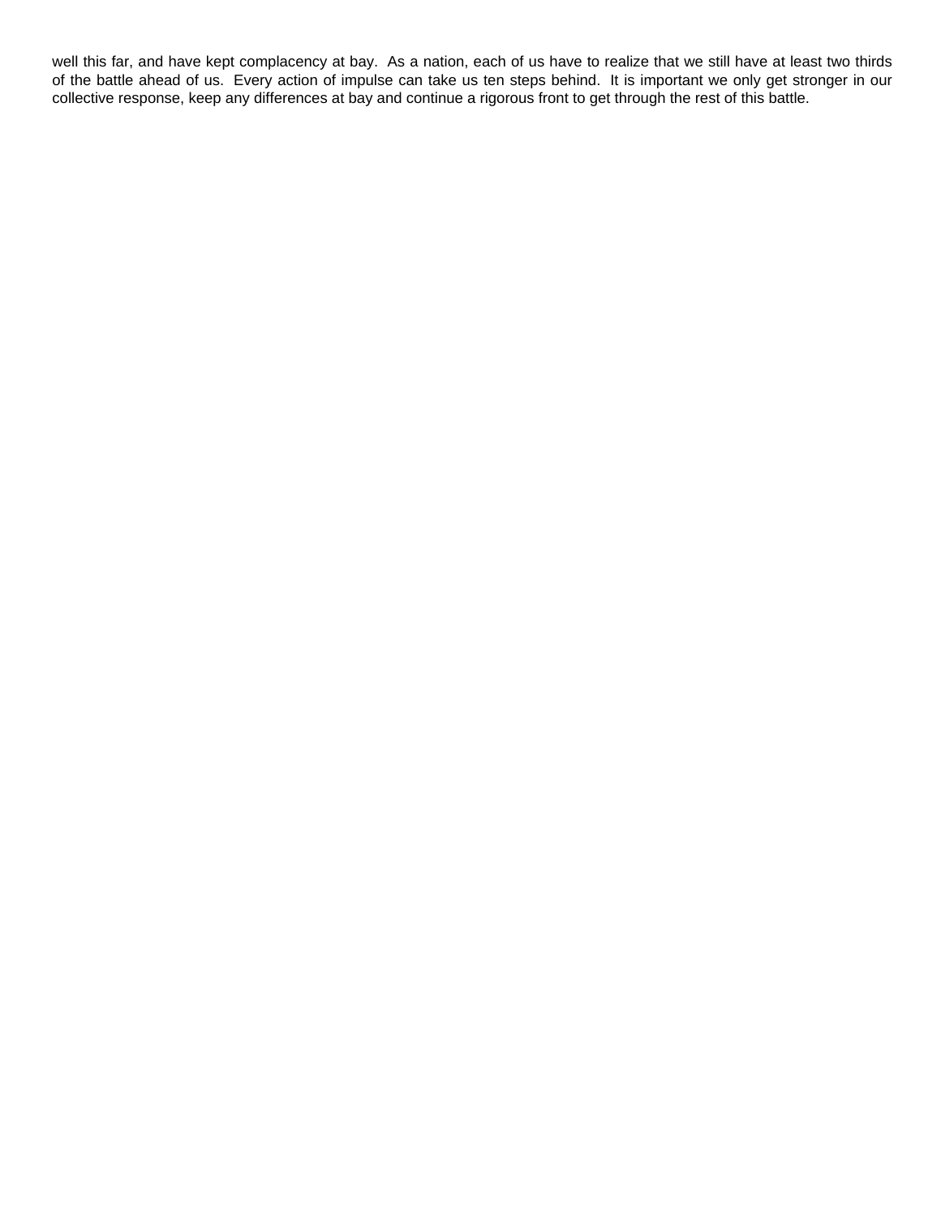well this far, and have kept complacency at bay. As a nation, each of us have to realize that we still have at least two thirds of the battle ahead of us. Every action of impulse can take us ten steps behind. It is important we only get stronger in our collective response, keep any differences at bay and continue a rigorous front to get through the rest of this battle.